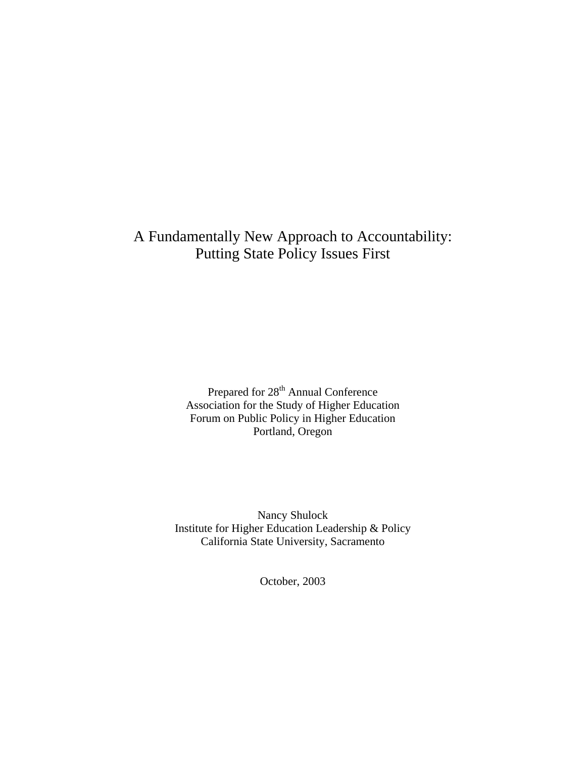# A Fundamentally New Approach to Accountability: Putting State Policy Issues First

Prepared for 28th Annual Conference
Association for the Study of Higher Education
Forum on Public Policy in Higher Education
Portland, Oregon

Nancy Shulock
Institute for Higher Education Leadership & Policy
California State University, Sacramento

October, 2003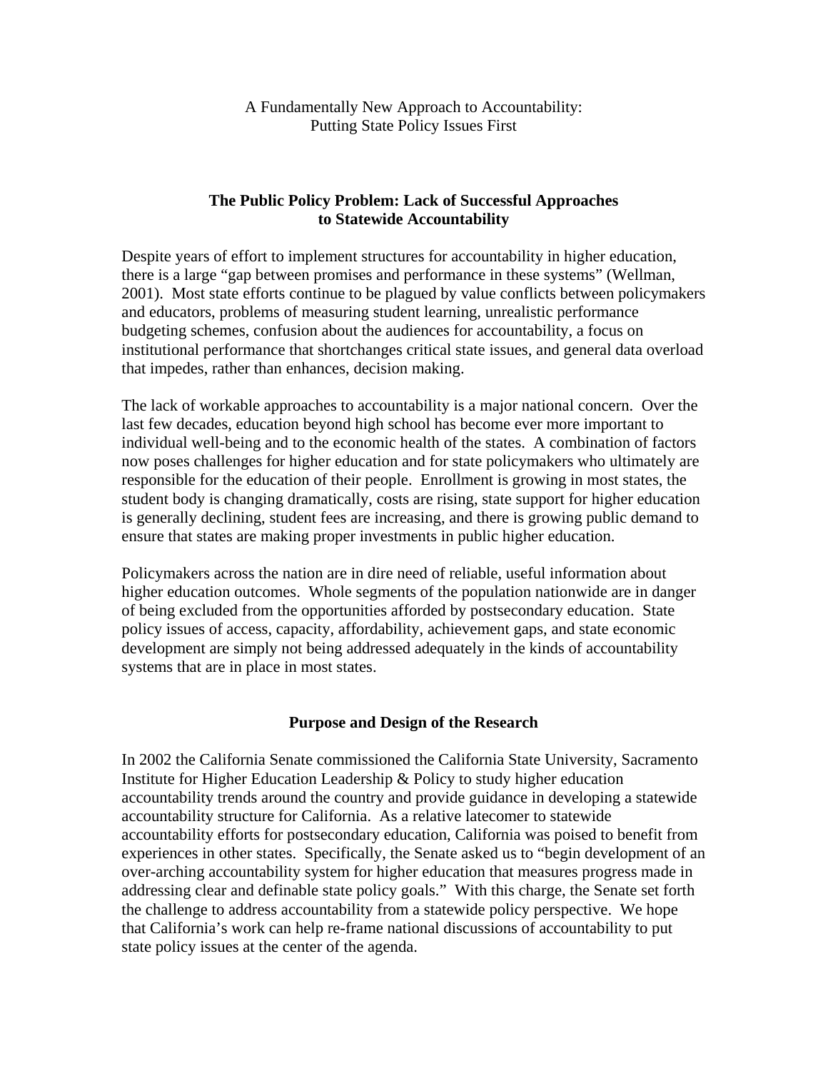A Fundamentally New Approach to Accountability:
Putting State Policy Issues First

## The Public Policy Problem: Lack of Successful Approaches to Statewide Accountability

Despite years of effort to implement structures for accountability in higher education, there is a large "gap between promises and performance in these systems" (Wellman, 2001). Most state efforts continue to be plagued by value conflicts between policymakers and educators, problems of measuring student learning, unrealistic performance budgeting schemes, confusion about the audiences for accountability, a focus on institutional performance that shortchanges critical state issues, and general data overload that impedes, rather than enhances, decision making.

The lack of workable approaches to accountability is a major national concern. Over the last few decades, education beyond high school has become ever more important to individual well-being and to the economic health of the states. A combination of factors now poses challenges for higher education and for state policymakers who ultimately are responsible for the education of their people. Enrollment is growing in most states, the student body is changing dramatically, costs are rising, state support for higher education is generally declining, student fees are increasing, and there is growing public demand to ensure that states are making proper investments in public higher education.

Policymakers across the nation are in dire need of reliable, useful information about higher education outcomes. Whole segments of the population nationwide are in danger of being excluded from the opportunities afforded by postsecondary education. State policy issues of access, capacity, affordability, achievement gaps, and state economic development are simply not being addressed adequately in the kinds of accountability systems that are in place in most states.

## Purpose and Design of the Research

In 2002 the California Senate commissioned the California State University, Sacramento Institute for Higher Education Leadership & Policy to study higher education accountability trends around the country and provide guidance in developing a statewide accountability structure for California. As a relative latecomer to statewide accountability efforts for postsecondary education, California was poised to benefit from experiences in other states. Specifically, the Senate asked us to "begin development of an over-arching accountability system for higher education that measures progress made in addressing clear and definable state policy goals." With this charge, the Senate set forth the challenge to address accountability from a statewide policy perspective. We hope that California's work can help re-frame national discussions of accountability to put state policy issues at the center of the agenda.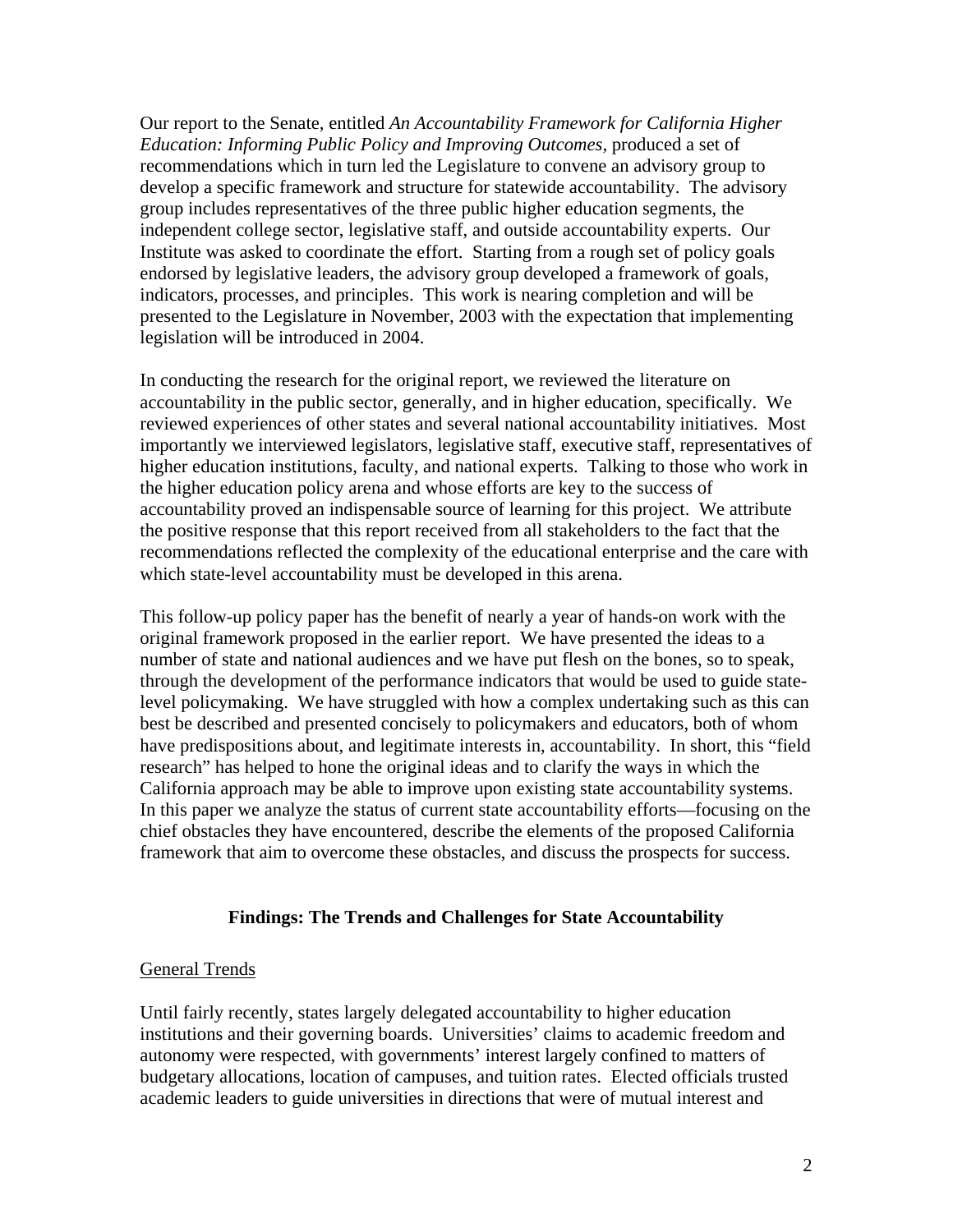Our report to the Senate, entitled *An Accountability Framework for California Higher Education: Informing Public Policy and Improving Outcomes,* produced a set of recommendations which in turn led the Legislature to convene an advisory group to develop a specific framework and structure for statewide accountability. The advisory group includes representatives of the three public higher education segments, the independent college sector, legislative staff, and outside accountability experts. Our Institute was asked to coordinate the effort. Starting from a rough set of policy goals endorsed by legislative leaders, the advisory group developed a framework of goals, indicators, processes, and principles. This work is nearing completion and will be presented to the Legislature in November, 2003 with the expectation that implementing legislation will be introduced in 2004.

In conducting the research for the original report, we reviewed the literature on accountability in the public sector, generally, and in higher education, specifically. We reviewed experiences of other states and several national accountability initiatives. Most importantly we interviewed legislators, legislative staff, executive staff, representatives of higher education institutions, faculty, and national experts. Talking to those who work in the higher education policy arena and whose efforts are key to the success of accountability proved an indispensable source of learning for this project. We attribute the positive response that this report received from all stakeholders to the fact that the recommendations reflected the complexity of the educational enterprise and the care with which state-level accountability must be developed in this arena.

This follow-up policy paper has the benefit of nearly a year of hands-on work with the original framework proposed in the earlier report. We have presented the ideas to a number of state and national audiences and we have put flesh on the bones, so to speak, through the development of the performance indicators that would be used to guide state-level policymaking. We have struggled with how a complex undertaking such as this can best be described and presented concisely to policymakers and educators, both of whom have predispositions about, and legitimate interests in, accountability. In short, this "field research" has helped to hone the original ideas and to clarify the ways in which the California approach may be able to improve upon existing state accountability systems. In this paper we analyze the status of current state accountability efforts—focusing on the chief obstacles they have encountered, describe the elements of the proposed California framework that aim to overcome these obstacles, and discuss the prospects for success.

## Findings: The Trends and Challenges for State Accountability

### General Trends

Until fairly recently, states largely delegated accountability to higher education institutions and their governing boards. Universities' claims to academic freedom and autonomy were respected, with governments' interest largely confined to matters of budgetary allocations, location of campuses, and tuition rates. Elected officials trusted academic leaders to guide universities in directions that were of mutual interest and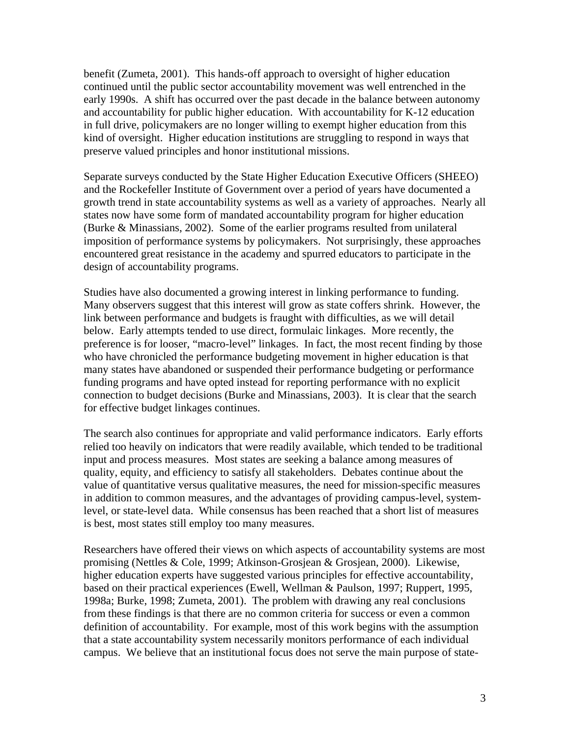benefit (Zumeta, 2001). This hands-off approach to oversight of higher education continued until the public sector accountability movement was well entrenched in the early 1990s. A shift has occurred over the past decade in the balance between autonomy and accountability for public higher education. With accountability for K-12 education in full drive, policymakers are no longer willing to exempt higher education from this kind of oversight. Higher education institutions are struggling to respond in ways that preserve valued principles and honor institutional missions.

Separate surveys conducted by the State Higher Education Executive Officers (SHEEO) and the Rockefeller Institute of Government over a period of years have documented a growth trend in state accountability systems as well as a variety of approaches. Nearly all states now have some form of mandated accountability program for higher education (Burke & Minassians, 2002). Some of the earlier programs resulted from unilateral imposition of performance systems by policymakers. Not surprisingly, these approaches encountered great resistance in the academy and spurred educators to participate in the design of accountability programs.

Studies have also documented a growing interest in linking performance to funding. Many observers suggest that this interest will grow as state coffers shrink. However, the link between performance and budgets is fraught with difficulties, as we will detail below. Early attempts tended to use direct, formulaic linkages. More recently, the preference is for looser, "macro-level" linkages. In fact, the most recent finding by those who have chronicled the performance budgeting movement in higher education is that many states have abandoned or suspended their performance budgeting or performance funding programs and have opted instead for reporting performance with no explicit connection to budget decisions (Burke and Minassians, 2003). It is clear that the search for effective budget linkages continues.

The search also continues for appropriate and valid performance indicators. Early efforts relied too heavily on indicators that were readily available, which tended to be traditional input and process measures. Most states are seeking a balance among measures of quality, equity, and efficiency to satisfy all stakeholders. Debates continue about the value of quantitative versus qualitative measures, the need for mission-specific measures in addition to common measures, and the advantages of providing campus-level, system-level, or state-level data. While consensus has been reached that a short list of measures is best, most states still employ too many measures.

Researchers have offered their views on which aspects of accountability systems are most promising (Nettles & Cole, 1999; Atkinson-Grosjean & Grosjean, 2000). Likewise, higher education experts have suggested various principles for effective accountability, based on their practical experiences (Ewell, Wellman & Paulson, 1997; Ruppert, 1995, 1998a; Burke, 1998; Zumeta, 2001). The problem with drawing any real conclusions from these findings is that there are no common criteria for success or even a common definition of accountability. For example, most of this work begins with the assumption that a state accountability system necessarily monitors performance of each individual campus. We believe that an institutional focus does not serve the main purpose of state-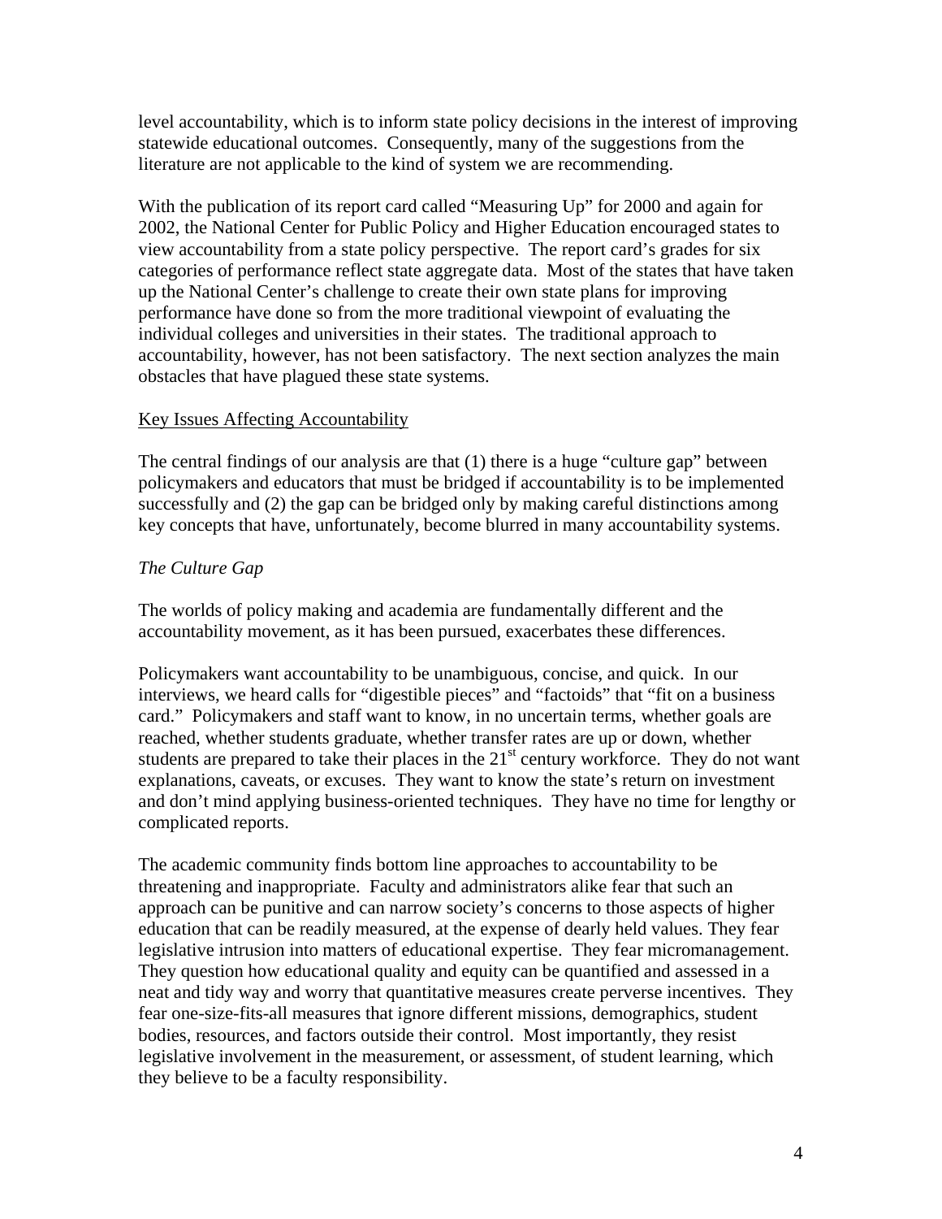level accountability, which is to inform state policy decisions in the interest of improving statewide educational outcomes. Consequently, many of the suggestions from the literature are not applicable to the kind of system we are recommending.

With the publication of its report card called "Measuring Up" for 2000 and again for 2002, the National Center for Public Policy and Higher Education encouraged states to view accountability from a state policy perspective. The report card's grades for six categories of performance reflect state aggregate data. Most of the states that have taken up the National Center's challenge to create their own state plans for improving performance have done so from the more traditional viewpoint of evaluating the individual colleges and universities in their states. The traditional approach to accountability, however, has not been satisfactory. The next section analyzes the main obstacles that have plagued these state systems.

## Key Issues Affecting Accountability

The central findings of our analysis are that (1) there is a huge "culture gap" between policymakers and educators that must be bridged if accountability is to be implemented successfully and (2) the gap can be bridged only by making careful distinctions among key concepts that have, unfortunately, become blurred in many accountability systems.

### *The Culture Gap*

The worlds of policy making and academia are fundamentally different and the accountability movement, as it has been pursued, exacerbates these differences.

Policymakers want accountability to be unambiguous, concise, and quick. In our interviews, we heard calls for "digestible pieces" and "factoids" that "fit on a business card." Policymakers and staff want to know, in no uncertain terms, whether goals are reached, whether students graduate, whether transfer rates are up or down, whether students are prepared to take their places in the 21st century workforce. They do not want explanations, caveats, or excuses. They want to know the state's return on investment and don't mind applying business-oriented techniques. They have no time for lengthy or complicated reports.

The academic community finds bottom line approaches to accountability to be threatening and inappropriate. Faculty and administrators alike fear that such an approach can be punitive and can narrow society's concerns to those aspects of higher education that can be readily measured, at the expense of dearly held values. They fear legislative intrusion into matters of educational expertise. They fear micromanagement. They question how educational quality and equity can be quantified and assessed in a neat and tidy way and worry that quantitative measures create perverse incentives. They fear one-size-fits-all measures that ignore different missions, demographics, student bodies, resources, and factors outside their control. Most importantly, they resist legislative involvement in the measurement, or assessment, of student learning, which they believe to be a faculty responsibility.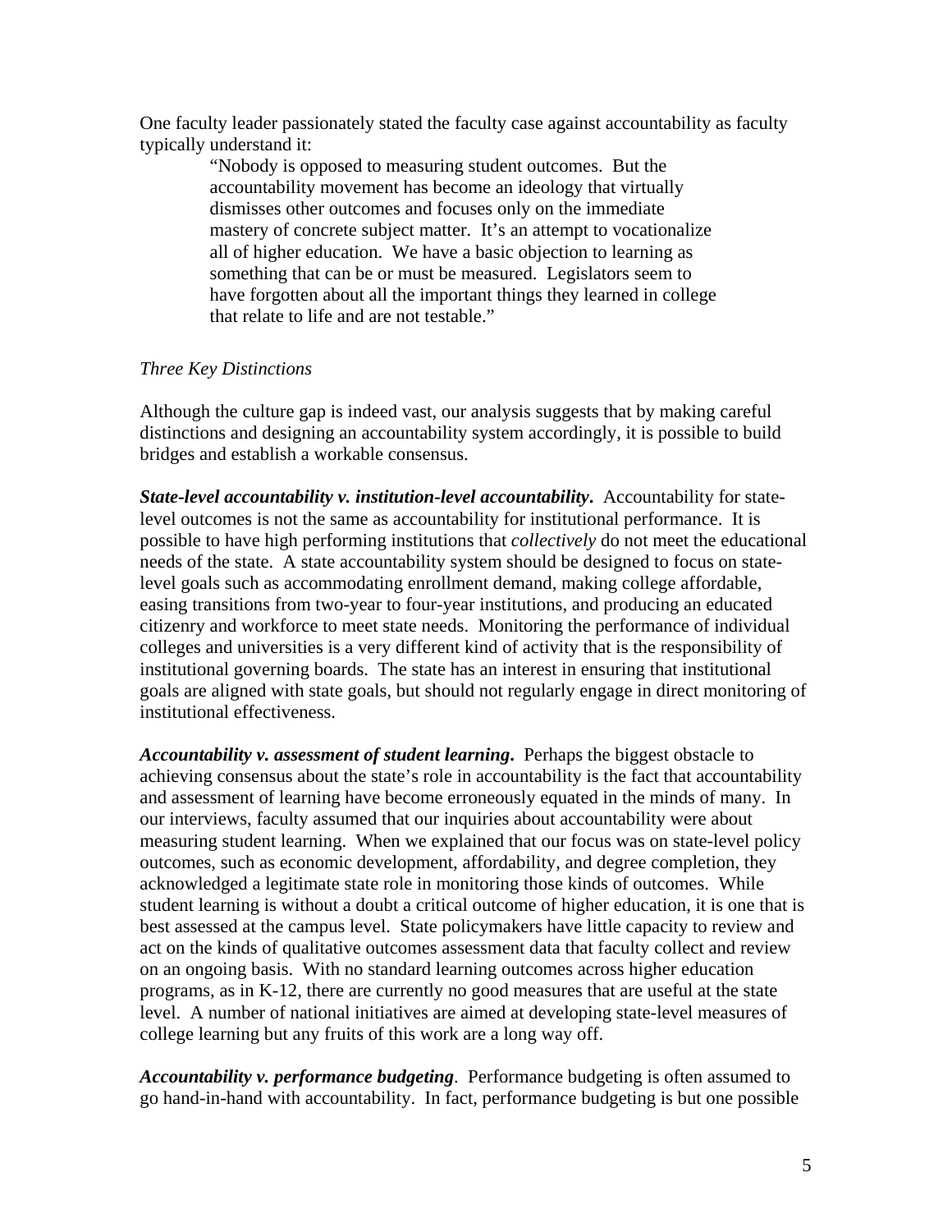One faculty leader passionately stated the faculty case against accountability as faculty typically understand it:

> "Nobody is opposed to measuring student outcomes. But the accountability movement has become an ideology that virtually dismisses other outcomes and focuses only on the immediate mastery of concrete subject matter. It's an attempt to vocationalize all of higher education. We have a basic objection to learning as something that can be or must be measured. Legislators seem to have forgotten about all the important things they learned in college that relate to life and are not testable."

*Three Key Distinctions*

Although the culture gap is indeed vast, our analysis suggests that by making careful distinctions and designing an accountability system accordingly, it is possible to build bridges and establish a workable consensus.

***State-level accountability v. institution-level accountability.*** Accountability for state-level outcomes is not the same as accountability for institutional performance. It is possible to have high performing institutions that *collectively* do not meet the educational needs of the state. A state accountability system should be designed to focus on state-level goals such as accommodating enrollment demand, making college affordable, easing transitions from two-year to four-year institutions, and producing an educated citizenry and workforce to meet state needs. Monitoring the performance of individual colleges and universities is a very different kind of activity that is the responsibility of institutional governing boards. The state has an interest in ensuring that institutional goals are aligned with state goals, but should not regularly engage in direct monitoring of institutional effectiveness.

***Accountability v. assessment of student learning.*** Perhaps the biggest obstacle to achieving consensus about the state's role in accountability is the fact that accountability and assessment of learning have become erroneously equated in the minds of many. In our interviews, faculty assumed that our inquiries about accountability were about measuring student learning. When we explained that our focus was on state-level policy outcomes, such as economic development, affordability, and degree completion, they acknowledged a legitimate state role in monitoring those kinds of outcomes. While student learning is without a doubt a critical outcome of higher education, it is one that is best assessed at the campus level. State policymakers have little capacity to review and act on the kinds of qualitative outcomes assessment data that faculty collect and review on an ongoing basis. With no standard learning outcomes across higher education programs, as in K-12, there are currently no good measures that are useful at the state level. A number of national initiatives are aimed at developing state-level measures of college learning but any fruits of this work are a long way off.

***Accountability v. performance budgeting***. Performance budgeting is often assumed to go hand-in-hand with accountability. In fact, performance budgeting is but one possible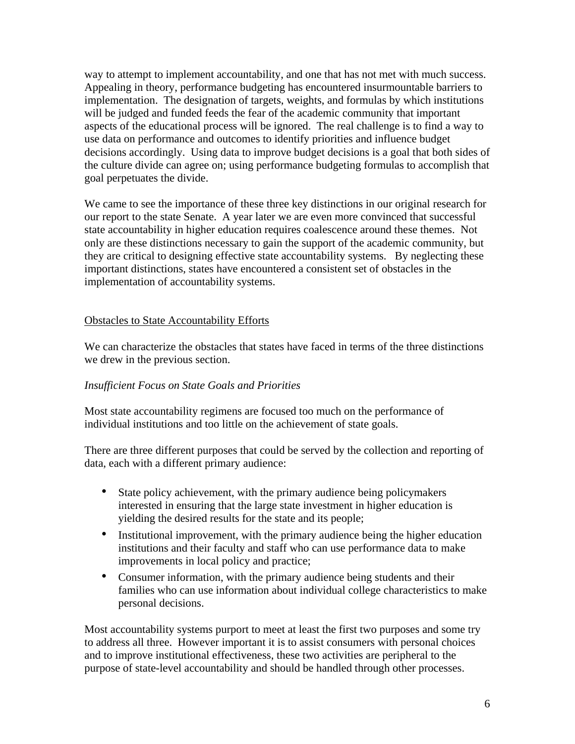way to attempt to implement accountability, and one that has not met with much success. Appealing in theory, performance budgeting has encountered insurmountable barriers to implementation. The designation of targets, weights, and formulas by which institutions will be judged and funded feeds the fear of the academic community that important aspects of the educational process will be ignored. The real challenge is to find a way to use data on performance and outcomes to identify priorities and influence budget decisions accordingly. Using data to improve budget decisions is a goal that both sides of the culture divide can agree on; using performance budgeting formulas to accomplish that goal perpetuates the divide.

We came to see the importance of these three key distinctions in our original research for our report to the state Senate. A year later we are even more convinced that successful state accountability in higher education requires coalescence around these themes. Not only are these distinctions necessary to gain the support of the academic community, but they are critical to designing effective state accountability systems. By neglecting these important distinctions, states have encountered a consistent set of obstacles in the implementation of accountability systems.

## Obstacles to State Accountability Efforts

We can characterize the obstacles that states have faced in terms of the three distinctions we drew in the previous section.

### *Insufficient Focus on State Goals and Priorities*

Most state accountability regimens are focused too much on the performance of individual institutions and too little on the achievement of state goals.

There are three different purposes that could be served by the collection and reporting of data, each with a different primary audience:

- State policy achievement, with the primary audience being policymakers interested in ensuring that the large state investment in higher education is yielding the desired results for the state and its people;
- Institutional improvement, with the primary audience being the higher education institutions and their faculty and staff who can use performance data to make improvements in local policy and practice;
- Consumer information, with the primary audience being students and their families who can use information about individual college characteristics to make personal decisions.

Most accountability systems purport to meet at least the first two purposes and some try to address all three. However important it is to assist consumers with personal choices and to improve institutional effectiveness, these two activities are peripheral to the purpose of state-level accountability and should be handled through other processes.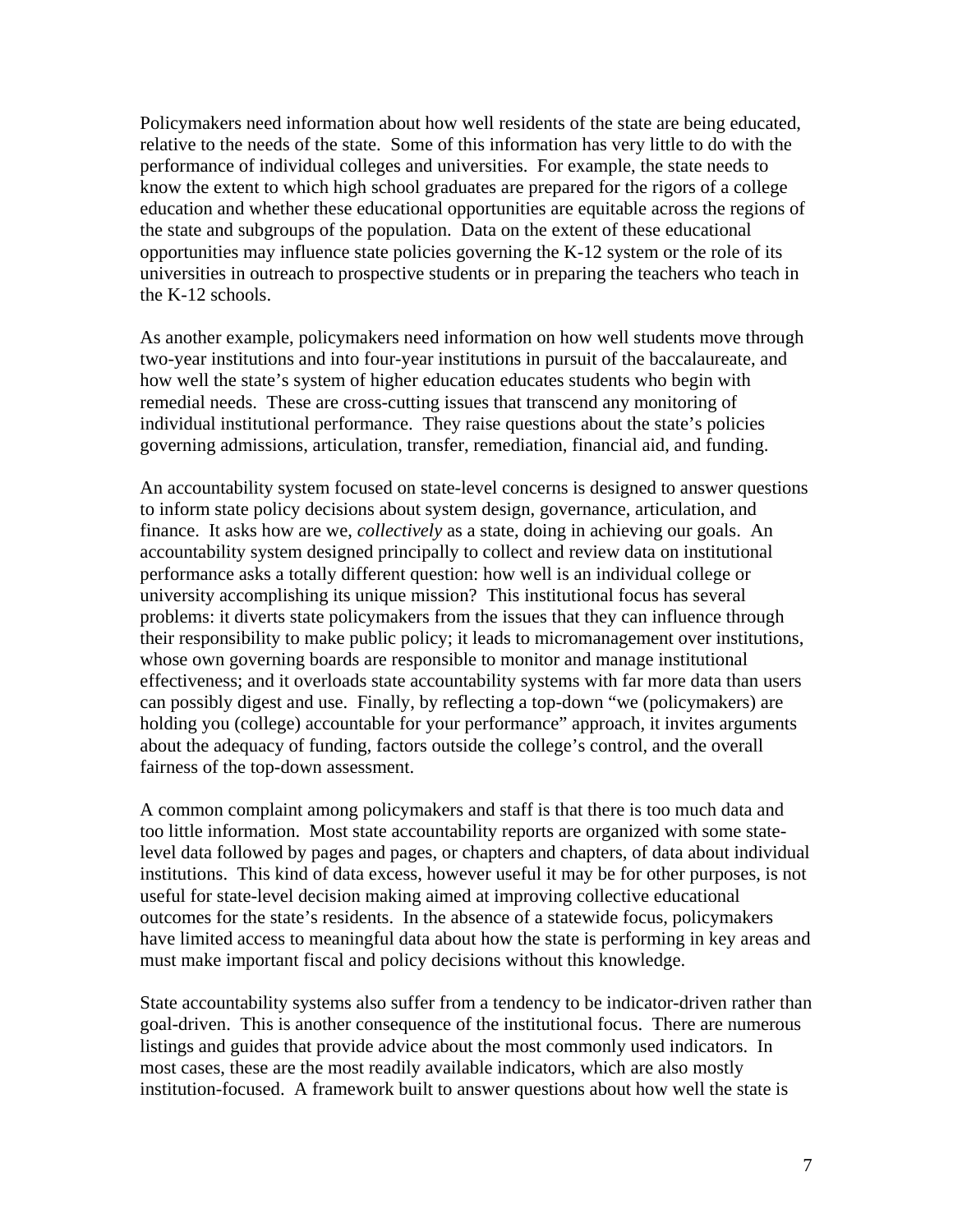Policymakers need information about how well residents of the state are being educated, relative to the needs of the state. Some of this information has very little to do with the performance of individual colleges and universities. For example, the state needs to know the extent to which high school graduates are prepared for the rigors of a college education and whether these educational opportunities are equitable across the regions of the state and subgroups of the population. Data on the extent of these educational opportunities may influence state policies governing the K-12 system or the role of its universities in outreach to prospective students or in preparing the teachers who teach in the K-12 schools.

As another example, policymakers need information on how well students move through two-year institutions and into four-year institutions in pursuit of the baccalaureate, and how well the state's system of higher education educates students who begin with remedial needs. These are cross-cutting issues that transcend any monitoring of individual institutional performance. They raise questions about the state's policies governing admissions, articulation, transfer, remediation, financial aid, and funding.

An accountability system focused on state-level concerns is designed to answer questions to inform state policy decisions about system design, governance, articulation, and finance. It asks how are we, *collectively* as a state, doing in achieving our goals. An accountability system designed principally to collect and review data on institutional performance asks a totally different question: how well is an individual college or university accomplishing its unique mission? This institutional focus has several problems: it diverts state policymakers from the issues that they can influence through their responsibility to make public policy; it leads to micromanagement over institutions, whose own governing boards are responsible to monitor and manage institutional effectiveness; and it overloads state accountability systems with far more data than users can possibly digest and use. Finally, by reflecting a top-down "we (policymakers) are holding you (college) accountable for your performance" approach, it invites arguments about the adequacy of funding, factors outside the college's control, and the overall fairness of the top-down assessment.

A common complaint among policymakers and staff is that there is too much data and too little information. Most state accountability reports are organized with some state-level data followed by pages and pages, or chapters and chapters, of data about individual institutions. This kind of data excess, however useful it may be for other purposes, is not useful for state-level decision making aimed at improving collective educational outcomes for the state's residents. In the absence of a statewide focus, policymakers have limited access to meaningful data about how the state is performing in key areas and must make important fiscal and policy decisions without this knowledge.

State accountability systems also suffer from a tendency to be indicator-driven rather than goal-driven. This is another consequence of the institutional focus. There are numerous listings and guides that provide advice about the most commonly used indicators. In most cases, these are the most readily available indicators, which are also mostly institution-focused. A framework built to answer questions about how well the state is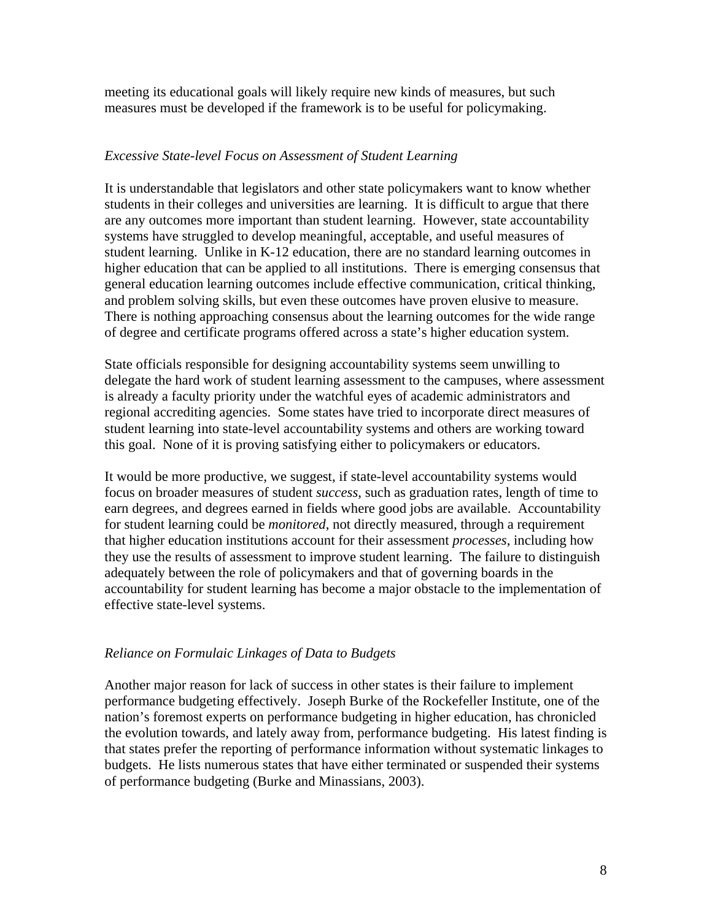meeting its educational goals will likely require new kinds of measures, but such measures must be developed if the framework is to be useful for policymaking.

### *Excessive State-level Focus on Assessment of Student Learning*

It is understandable that legislators and other state policymakers want to know whether students in their colleges and universities are learning. It is difficult to argue that there are any outcomes more important than student learning. However, state accountability systems have struggled to develop meaningful, acceptable, and useful measures of student learning. Unlike in K-12 education, there are no standard learning outcomes in higher education that can be applied to all institutions. There is emerging consensus that general education learning outcomes include effective communication, critical thinking, and problem solving skills, but even these outcomes have proven elusive to measure. There is nothing approaching consensus about the learning outcomes for the wide range of degree and certificate programs offered across a state's higher education system.

State officials responsible for designing accountability systems seem unwilling to delegate the hard work of student learning assessment to the campuses, where assessment is already a faculty priority under the watchful eyes of academic administrators and regional accrediting agencies. Some states have tried to incorporate direct measures of student learning into state-level accountability systems and others are working toward this goal. None of it is proving satisfying either to policymakers or educators.

It would be more productive, we suggest, if state-level accountability systems would focus on broader measures of student *success*, such as graduation rates, length of time to earn degrees, and degrees earned in fields where good jobs are available. Accountability for student learning could be *monitored*, not directly measured, through a requirement that higher education institutions account for their assessment *processes*, including how they use the results of assessment to improve student learning. The failure to distinguish adequately between the role of policymakers and that of governing boards in the accountability for student learning has become a major obstacle to the implementation of effective state-level systems.

### *Reliance on Formulaic Linkages of Data to Budgets*

Another major reason for lack of success in other states is their failure to implement performance budgeting effectively. Joseph Burke of the Rockefeller Institute, one of the nation's foremost experts on performance budgeting in higher education, has chronicled the evolution towards, and lately away from, performance budgeting. His latest finding is that states prefer the reporting of performance information without systematic linkages to budgets. He lists numerous states that have either terminated or suspended their systems of performance budgeting (Burke and Minassians, 2003).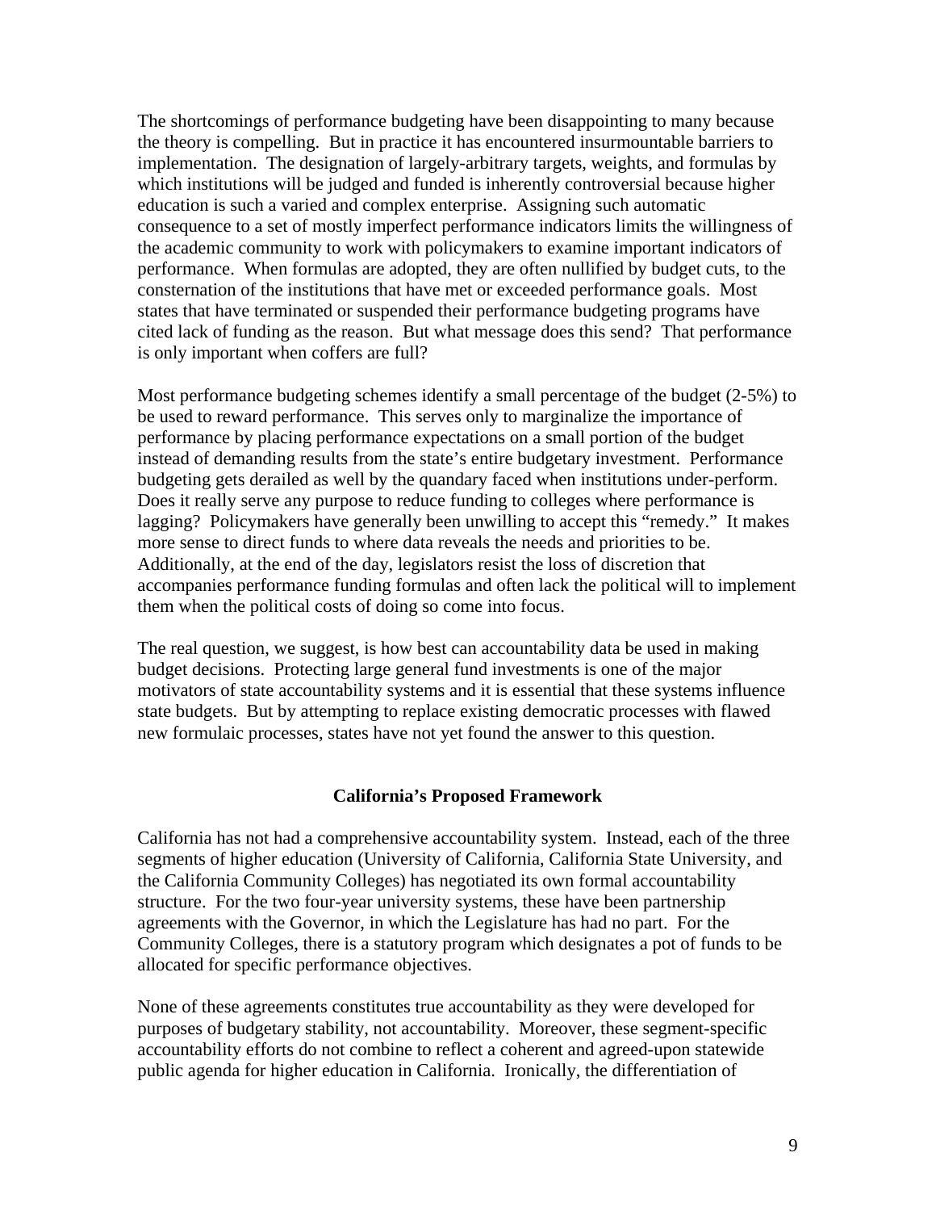The shortcomings of performance budgeting have been disappointing to many because the theory is compelling. But in practice it has encountered insurmountable barriers to implementation. The designation of largely-arbitrary targets, weights, and formulas by which institutions will be judged and funded is inherently controversial because higher education is such a varied and complex enterprise. Assigning such automatic consequence to a set of mostly imperfect performance indicators limits the willingness of the academic community to work with policymakers to examine important indicators of performance. When formulas are adopted, they are often nullified by budget cuts, to the consternation of the institutions that have met or exceeded performance goals. Most states that have terminated or suspended their performance budgeting programs have cited lack of funding as the reason. But what message does this send? That performance is only important when coffers are full?

Most performance budgeting schemes identify a small percentage of the budget (2-5%) to be used to reward performance. This serves only to marginalize the importance of performance by placing performance expectations on a small portion of the budget instead of demanding results from the state's entire budgetary investment. Performance budgeting gets derailed as well by the quandary faced when institutions under-perform. Does it really serve any purpose to reduce funding to colleges where performance is lagging? Policymakers have generally been unwilling to accept this "remedy." It makes more sense to direct funds to where data reveals the needs and priorities to be. Additionally, at the end of the day, legislators resist the loss of discretion that accompanies performance funding formulas and often lack the political will to implement them when the political costs of doing so come into focus.

The real question, we suggest, is how best can accountability data be used in making budget decisions. Protecting large general fund investments is one of the major motivators of state accountability systems and it is essential that these systems influence state budgets. But by attempting to replace existing democratic processes with flawed new formulaic processes, states have not yet found the answer to this question.

## California's Proposed Framework

California has not had a comprehensive accountability system. Instead, each of the three segments of higher education (University of California, California State University, and the California Community Colleges) has negotiated its own formal accountability structure. For the two four-year university systems, these have been partnership agreements with the Governor, in which the Legislature has had no part. For the Community Colleges, there is a statutory program which designates a pot of funds to be allocated for specific performance objectives.

None of these agreements constitutes true accountability as they were developed for purposes of budgetary stability, not accountability. Moreover, these segment-specific accountability efforts do not combine to reflect a coherent and agreed-upon statewide public agenda for higher education in California. Ironically, the differentiation of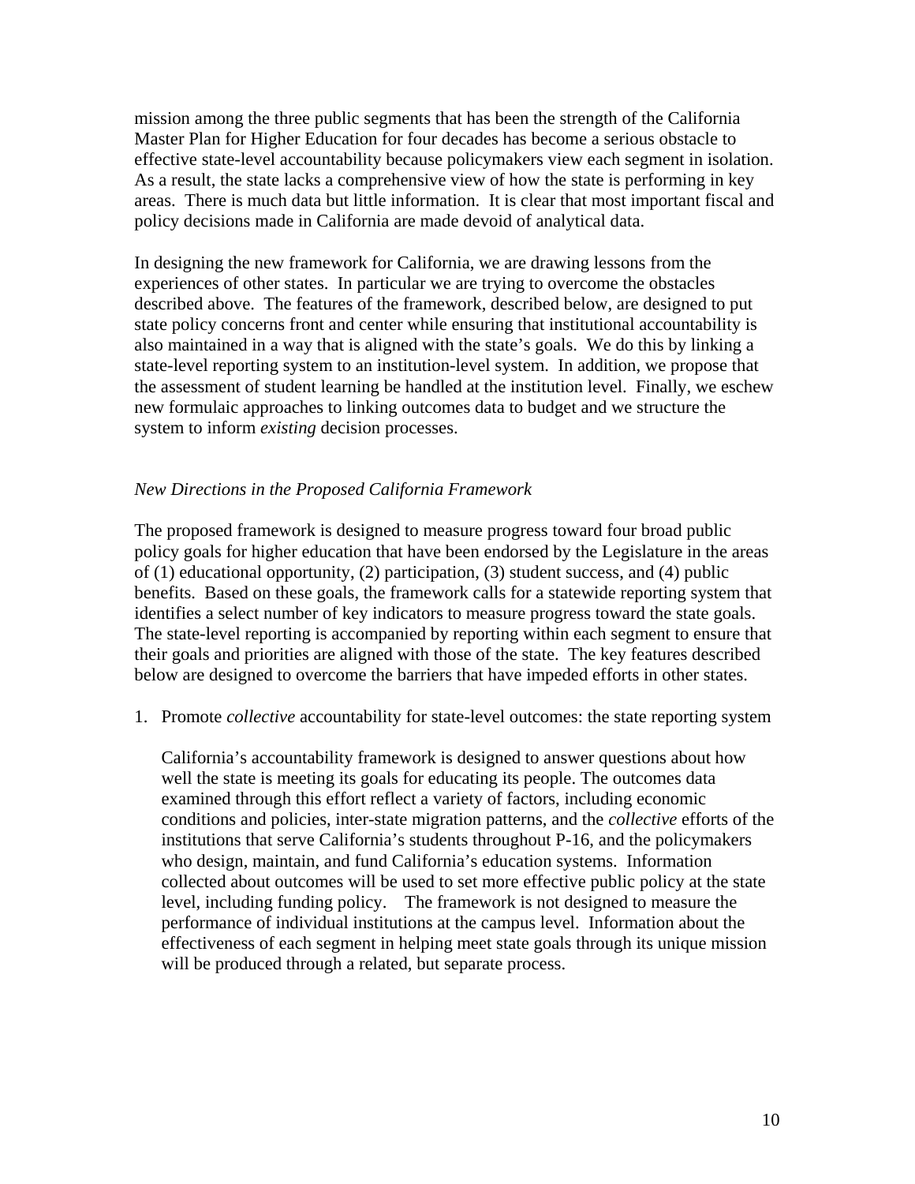mission among the three public segments that has been the strength of the California Master Plan for Higher Education for four decades has become a serious obstacle to effective state-level accountability because policymakers view each segment in isolation. As a result, the state lacks a comprehensive view of how the state is performing in key areas. There is much data but little information. It is clear that most important fiscal and policy decisions made in California are made devoid of analytical data.

In designing the new framework for California, we are drawing lessons from the experiences of other states. In particular we are trying to overcome the obstacles described above. The features of the framework, described below, are designed to put state policy concerns front and center while ensuring that institutional accountability is also maintained in a way that is aligned with the state's goals. We do this by linking a state-level reporting system to an institution-level system. In addition, we propose that the assessment of student learning be handled at the institution level. Finally, we eschew new formulaic approaches to linking outcomes data to budget and we structure the system to inform *existing* decision processes.

*New Directions in the Proposed California Framework*

The proposed framework is designed to measure progress toward four broad public policy goals for higher education that have been endorsed by the Legislature in the areas of (1) educational opportunity, (2) participation, (3) student success, and (4) public benefits. Based on these goals, the framework calls for a statewide reporting system that identifies a select number of key indicators to measure progress toward the state goals. The state-level reporting is accompanied by reporting within each segment to ensure that their goals and priorities are aligned with those of the state. The key features described below are designed to overcome the barriers that have impeded efforts in other states.

1. Promote *collective* accountability for state-level outcomes: the state reporting system

   California's accountability framework is designed to answer questions about how well the state is meeting its goals for educating its people. The outcomes data examined through this effort reflect a variety of factors, including economic conditions and policies, inter-state migration patterns, and the *collective* efforts of the institutions that serve California's students throughout P-16, and the policymakers who design, maintain, and fund California's education systems. Information collected about outcomes will be used to set more effective public policy at the state level, including funding policy. The framework is not designed to measure the performance of individual institutions at the campus level. Information about the effectiveness of each segment in helping meet state goals through its unique mission will be produced through a related, but separate process.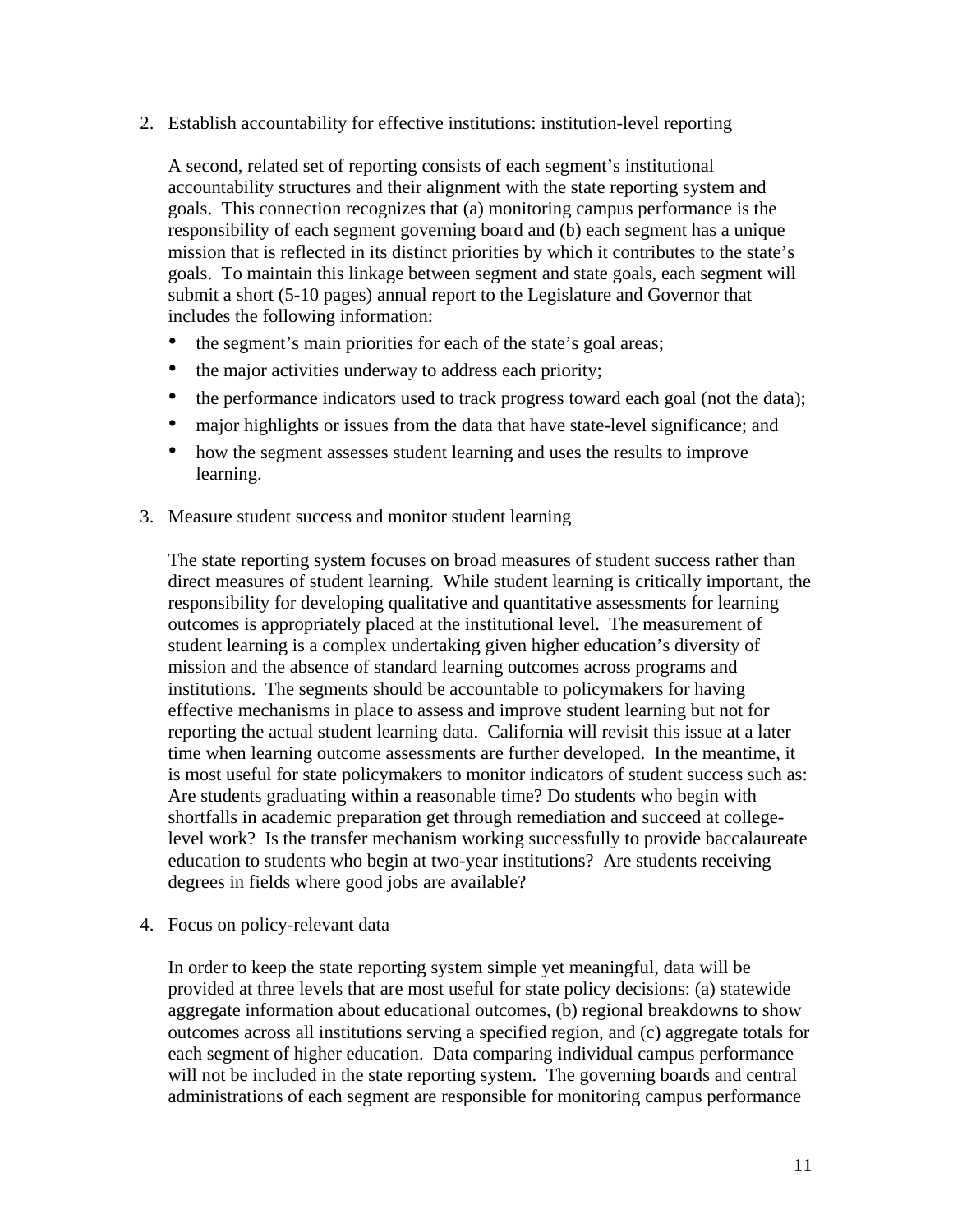2. Establish accountability for effective institutions: institution-level reporting

   A second, related set of reporting consists of each segment's institutional accountability structures and their alignment with the state reporting system and goals. This connection recognizes that (a) monitoring campus performance is the responsibility of each segment governing board and (b) each segment has a unique mission that is reflected in its distinct priorities by which it contributes to the state's goals. To maintain this linkage between segment and state goals, each segment will submit a short (5-10 pages) annual report to the Legislature and Governor that includes the following information:

   - the segment's main priorities for each of the state's goal areas;
   - the major activities underway to address each priority;
   - the performance indicators used to track progress toward each goal (not the data);
   - major highlights or issues from the data that have state-level significance; and
   - how the segment assesses student learning and uses the results to improve learning.

3. Measure student success and monitor student learning

   The state reporting system focuses on broad measures of student success rather than direct measures of student learning. While student learning is critically important, the responsibility for developing qualitative and quantitative assessments for learning outcomes is appropriately placed at the institutional level. The measurement of student learning is a complex undertaking given higher education's diversity of mission and the absence of standard learning outcomes across programs and institutions. The segments should be accountable to policymakers for having effective mechanisms in place to assess and improve student learning but not for reporting the actual student learning data. California will revisit this issue at a later time when learning outcome assessments are further developed. In the meantime, it is most useful for state policymakers to monitor indicators of student success such as: Are students graduating within a reasonable time? Do students who begin with shortfalls in academic preparation get through remediation and succeed at college-level work? Is the transfer mechanism working successfully to provide baccalaureate education to students who begin at two-year institutions? Are students receiving degrees in fields where good jobs are available?

4. Focus on policy-relevant data

   In order to keep the state reporting system simple yet meaningful, data will be provided at three levels that are most useful for state policy decisions: (a) statewide aggregate information about educational outcomes, (b) regional breakdowns to show outcomes across all institutions serving a specified region, and (c) aggregate totals for each segment of higher education. Data comparing individual campus performance will not be included in the state reporting system. The governing boards and central administrations of each segment are responsible for monitoring campus performance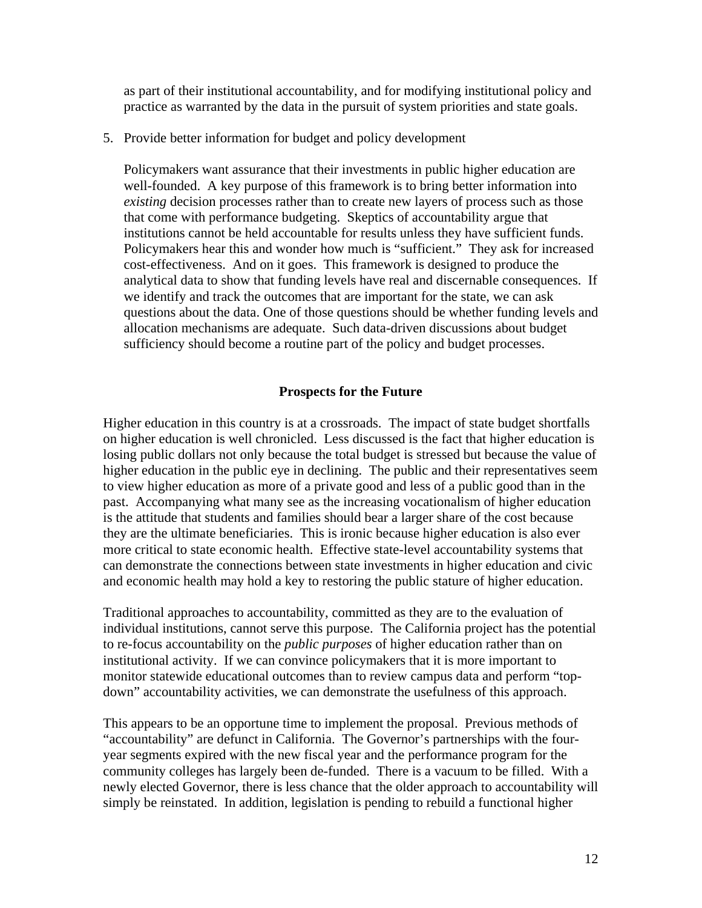as part of their institutional accountability, and for modifying institutional policy and practice as warranted by the data in the pursuit of system priorities and state goals.

5. Provide better information for budget and policy development

   Policymakers want assurance that their investments in public higher education are well-founded. A key purpose of this framework is to bring better information into *existing* decision processes rather than to create new layers of process such as those that come with performance budgeting. Skeptics of accountability argue that institutions cannot be held accountable for results unless they have sufficient funds. Policymakers hear this and wonder how much is "sufficient." They ask for increased cost-effectiveness. And on it goes. This framework is designed to produce the analytical data to show that funding levels have real and discernable consequences. If we identify and track the outcomes that are important for the state, we can ask questions about the data. One of those questions should be whether funding levels and allocation mechanisms are adequate. Such data-driven discussions about budget sufficiency should become a routine part of the policy and budget processes.

## Prospects for the Future

Higher education in this country is at a crossroads. The impact of state budget shortfalls on higher education is well chronicled. Less discussed is the fact that higher education is losing public dollars not only because the total budget is stressed but because the value of higher education in the public eye in declining. The public and their representatives seem to view higher education as more of a private good and less of a public good than in the past. Accompanying what many see as the increasing vocationalism of higher education is the attitude that students and families should bear a larger share of the cost because they are the ultimate beneficiaries. This is ironic because higher education is also ever more critical to state economic health. Effective state-level accountability systems that can demonstrate the connections between state investments in higher education and civic and economic health may hold a key to restoring the public stature of higher education.

Traditional approaches to accountability, committed as they are to the evaluation of individual institutions, cannot serve this purpose. The California project has the potential to re-focus accountability on the *public purposes* of higher education rather than on institutional activity. If we can convince policymakers that it is more important to monitor statewide educational outcomes than to review campus data and perform "top-down" accountability activities, we can demonstrate the usefulness of this approach.

This appears to be an opportune time to implement the proposal. Previous methods of "accountability" are defunct in California. The Governor's partnerships with the four-year segments expired with the new fiscal year and the performance program for the community colleges has largely been de-funded. There is a vacuum to be filled. With a newly elected Governor, there is less chance that the older approach to accountability will simply be reinstated. In addition, legislation is pending to rebuild a functional higher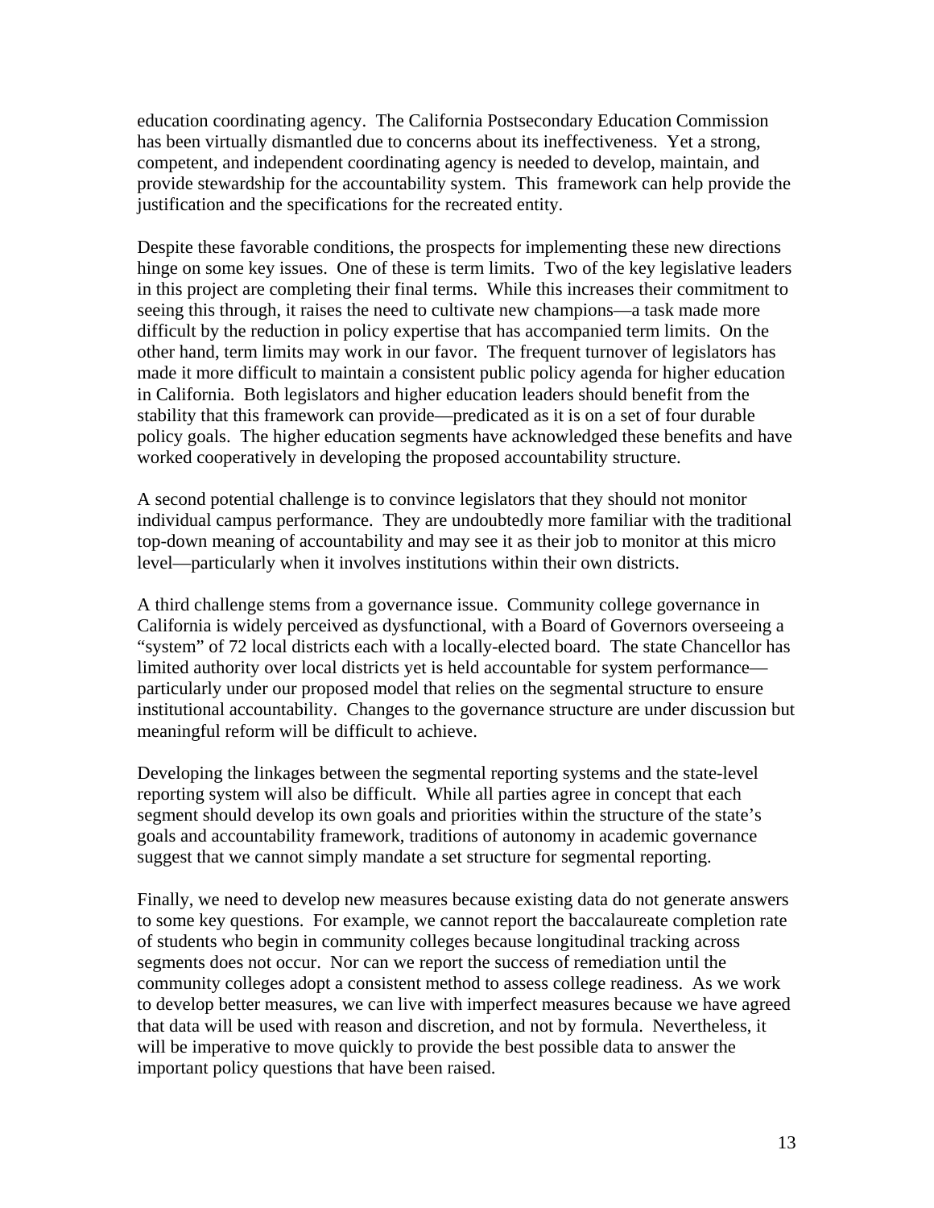education coordinating agency. The California Postsecondary Education Commission has been virtually dismantled due to concerns about its ineffectiveness. Yet a strong, competent, and independent coordinating agency is needed to develop, maintain, and provide stewardship for the accountability system. This framework can help provide the justification and the specifications for the recreated entity.

Despite these favorable conditions, the prospects for implementing these new directions hinge on some key issues. One of these is term limits. Two of the key legislative leaders in this project are completing their final terms. While this increases their commitment to seeing this through, it raises the need to cultivate new champions—a task made more difficult by the reduction in policy expertise that has accompanied term limits. On the other hand, term limits may work in our favor. The frequent turnover of legislators has made it more difficult to maintain a consistent public policy agenda for higher education in California. Both legislators and higher education leaders should benefit from the stability that this framework can provide—predicated as it is on a set of four durable policy goals. The higher education segments have acknowledged these benefits and have worked cooperatively in developing the proposed accountability structure.

A second potential challenge is to convince legislators that they should not monitor individual campus performance. They are undoubtedly more familiar with the traditional top-down meaning of accountability and may see it as their job to monitor at this micro level—particularly when it involves institutions within their own districts.

A third challenge stems from a governance issue. Community college governance in California is widely perceived as dysfunctional, with a Board of Governors overseeing a "system" of 72 local districts each with a locally-elected board. The state Chancellor has limited authority over local districts yet is held accountable for system performance—particularly under our proposed model that relies on the segmental structure to ensure institutional accountability. Changes to the governance structure are under discussion but meaningful reform will be difficult to achieve.

Developing the linkages between the segmental reporting systems and the state-level reporting system will also be difficult. While all parties agree in concept that each segment should develop its own goals and priorities within the structure of the state's goals and accountability framework, traditions of autonomy in academic governance suggest that we cannot simply mandate a set structure for segmental reporting.

Finally, we need to develop new measures because existing data do not generate answers to some key questions. For example, we cannot report the baccalaureate completion rate of students who begin in community colleges because longitudinal tracking across segments does not occur. Nor can we report the success of remediation until the community colleges adopt a consistent method to assess college readiness. As we work to develop better measures, we can live with imperfect measures because we have agreed that data will be used with reason and discretion, and not by formula. Nevertheless, it will be imperative to move quickly to provide the best possible data to answer the important policy questions that have been raised.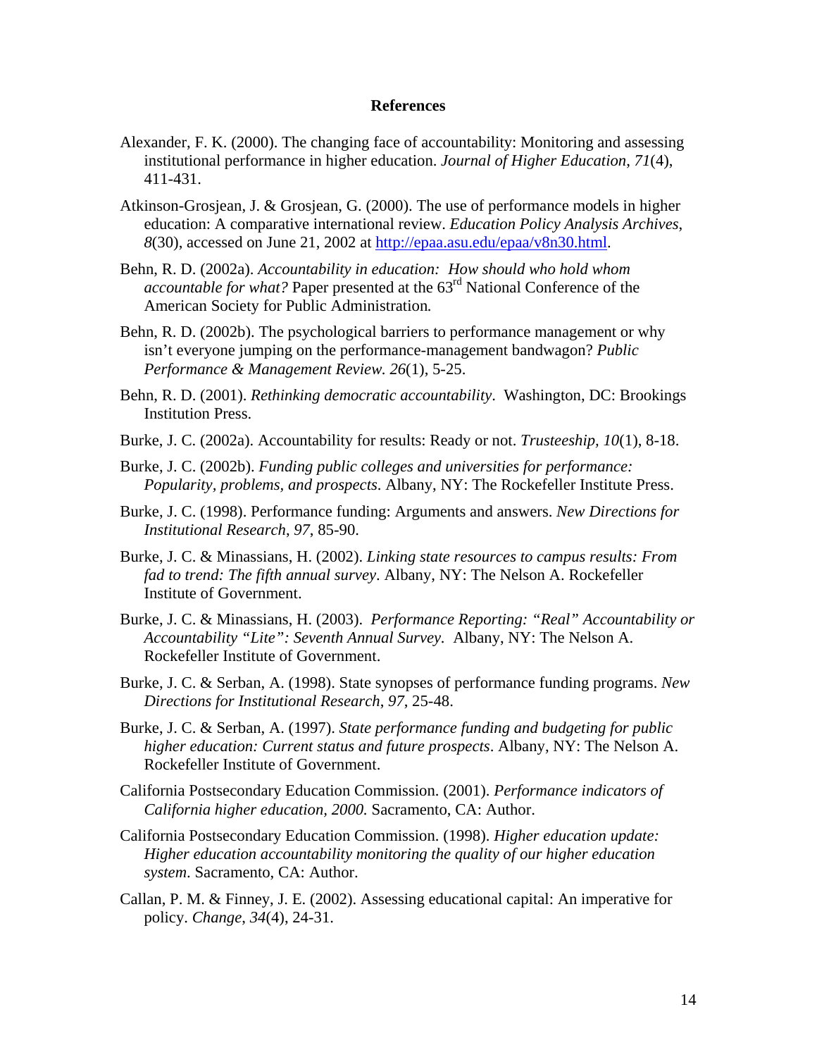## References

Alexander, F. K. (2000). The changing face of accountability: Monitoring and assessing institutional performance in higher education. *Journal of Higher Education*, *71*(4), 411-431.

Atkinson-Grosjean, J. & Grosjean, G. (2000). The use of performance models in higher education: A comparative international review. *Education Policy Analysis Archives*, *8*(30), accessed on June 21, 2002 at http://epaa.asu.edu/epaa/v8n30.html.

Behn, R. D. (2002a). *Accountability in education: How should who hold whom accountable for what?* Paper presented at the 63rd National Conference of the American Society for Public Administration*.*

Behn, R. D. (2002b). The psychological barriers to performance management or why isn't everyone jumping on the performance-management bandwagon? *Public Performance & Management Review. 26*(1), 5-25.

Behn, R. D. (2001). *Rethinking democratic accountability*. Washington, DC: Brookings Institution Press.

Burke, J. C. (2002a). Accountability for results: Ready or not. *Trusteeship, 10*(1), 8-18.

Burke, J. C. (2002b). *Funding public colleges and universities for performance: Popularity, problems, and prospects*. Albany, NY: The Rockefeller Institute Press.

Burke, J. C. (1998). Performance funding: Arguments and answers. *New Directions for Institutional Research*, *97*, 85-90.

Burke, J. C. & Minassians, H. (2002). *Linking state resources to campus results: From fad to trend: The fifth annual survey*. Albany, NY: The Nelson A. Rockefeller Institute of Government.

Burke, J. C. & Minassians, H. (2003). *Performance Reporting: "Real" Accountability or Accountability "Lite": Seventh Annual Survey.* Albany, NY: The Nelson A. Rockefeller Institute of Government.

Burke, J. C. & Serban, A. (1998). State synopses of performance funding programs. *New Directions for Institutional Research*, *97*, 25-48.

Burke, J. C. & Serban, A. (1997). *State performance funding and budgeting for public higher education: Current status and future prospects*. Albany, NY: The Nelson A. Rockefeller Institute of Government.

California Postsecondary Education Commission. (2001). *Performance indicators of California higher education, 2000.* Sacramento, CA: Author.

California Postsecondary Education Commission. (1998). *Higher education update: Higher education accountability monitoring the quality of our higher education system*. Sacramento, CA: Author.

Callan, P. M. & Finney, J. E. (2002). Assessing educational capital: An imperative for policy. *Change*, *34*(4), 24-31.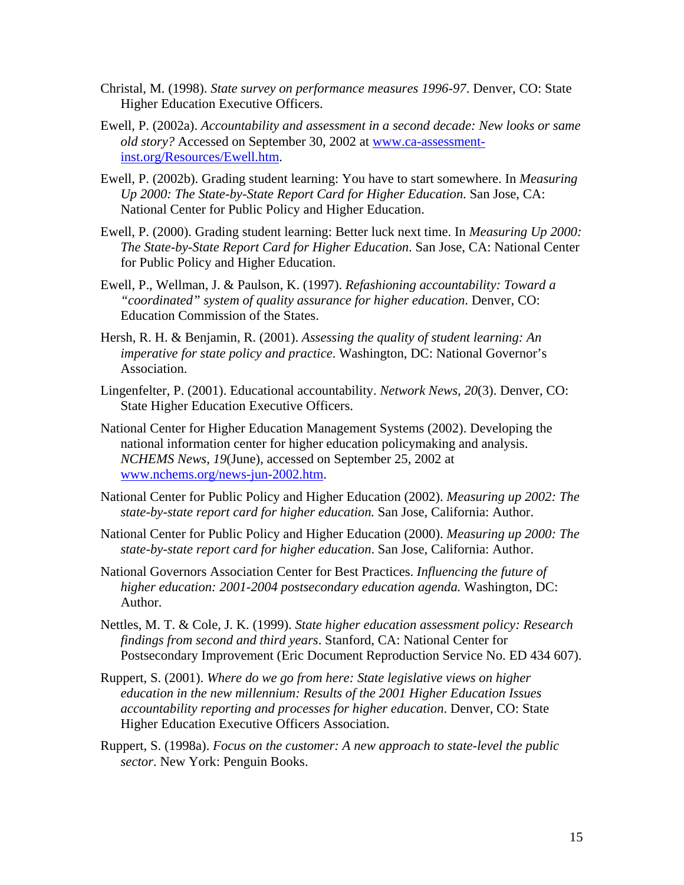Christal, M. (1998). *State survey on performance measures 1996-97*. Denver, CO: State Higher Education Executive Officers.

Ewell, P. (2002a). *Accountability and assessment in a second decade: New looks or same old story?* Accessed on September 30, 2002 at [www.ca-assessment-inst.org/Resources/Ewell.htm](www.ca-assessment-inst.org/Resources/Ewell.htm).

Ewell, P. (2002b). Grading student learning: You have to start somewhere. In *Measuring Up 2000: The State-by-State Report Card for Higher Education.* San Jose, CA: National Center for Public Policy and Higher Education.

Ewell, P. (2000). Grading student learning: Better luck next time. In *Measuring Up 2000: The State-by-State Report Card for Higher Education*. San Jose, CA: National Center for Public Policy and Higher Education.

Ewell, P., Wellman, J. & Paulson, K. (1997). *Refashioning accountability: Toward a "coordinated" system of quality assurance for higher education*. Denver, CO: Education Commission of the States.

Hersh, R. H. & Benjamin, R. (2001). *Assessing the quality of student learning: An imperative for state policy and practice*. Washington, DC: National Governor's Association.

Lingenfelter, P. (2001). Educational accountability. *Network News, 20*(3). Denver, CO: State Higher Education Executive Officers.

National Center for Higher Education Management Systems (2002). Developing the national information center for higher education policymaking and analysis. *NCHEMS News*, *19*(June), accessed on September 25, 2002 at [www.nchems.org/news-jun-2002.htm](www.nchems.org/news-jun-2002.htm).

National Center for Public Policy and Higher Education (2002). *Measuring up 2002: The state-by-state report card for higher education.* San Jose, California: Author.

National Center for Public Policy and Higher Education (2000). *Measuring up 2000: The state-by-state report card for higher education*. San Jose, California: Author.

National Governors Association Center for Best Practices. *Influencing the future of higher education: 2001-2004 postsecondary education agenda.* Washington, DC: Author.

Nettles, M. T. & Cole, J. K. (1999). *State higher education assessment policy: Research findings from second and third years*. Stanford, CA: National Center for Postsecondary Improvement (Eric Document Reproduction Service No. ED 434 607).

Ruppert, S. (2001). *Where do we go from here: State legislative views on higher education in the new millennium: Results of the 2001 Higher Education Issues accountability reporting and processes for higher education*. Denver, CO: State Higher Education Executive Officers Association.

Ruppert, S. (1998a). *Focus on the customer: A new approach to state-level the public sector*. New York: Penguin Books.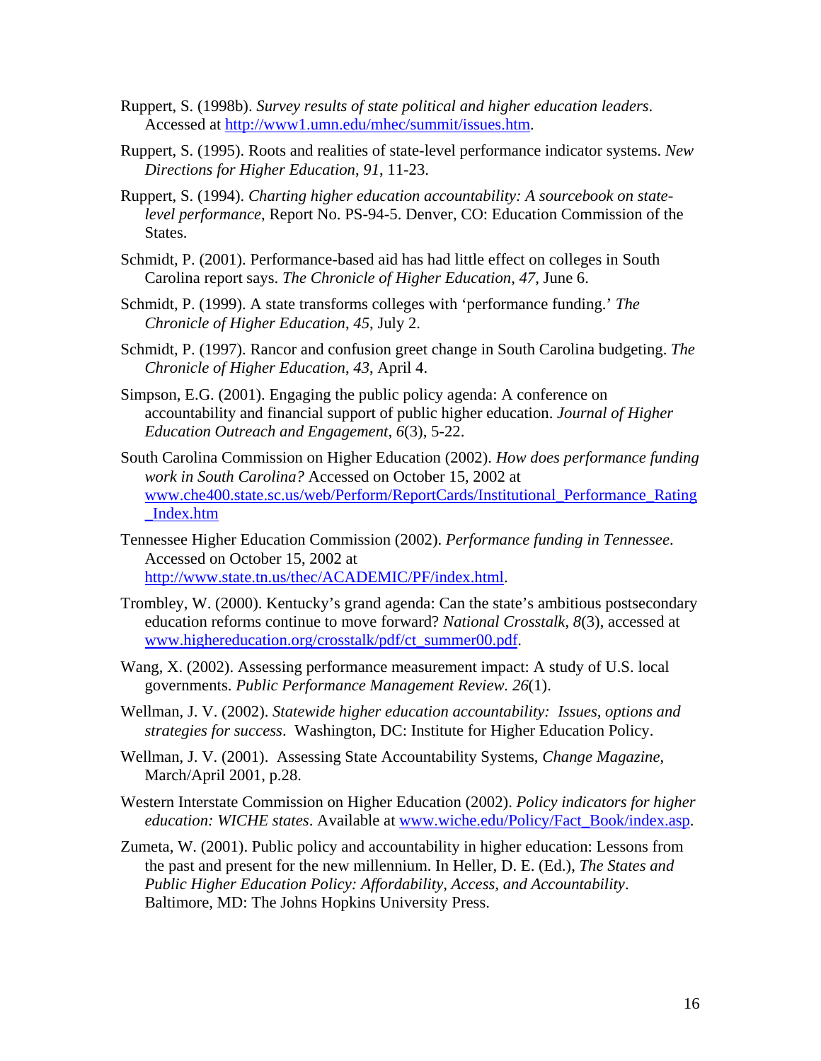Ruppert, S. (1998b). *Survey results of state political and higher education leaders*. Accessed at http://www1.umn.edu/mhec/summit/issues.htm.

Ruppert, S. (1995). Roots and realities of state-level performance indicator systems. *New Directions for Higher Education*, *91*, 11-23.

Ruppert, S. (1994). *Charting higher education accountability: A sourcebook on state-level performance*, Report No. PS-94-5. Denver, CO: Education Commission of the States.

Schmidt, P. (2001). Performance-based aid has had little effect on colleges in South Carolina report says. *The Chronicle of Higher Education*, *47*, June 6.

Schmidt, P. (1999). A state transforms colleges with 'performance funding.' *The Chronicle of Higher Education*, *45*, July 2.

Schmidt, P. (1997). Rancor and confusion greet change in South Carolina budgeting. *The Chronicle of Higher Education*, *43*, April 4.

Simpson, E.G. (2001). Engaging the public policy agenda: A conference on accountability and financial support of public higher education. *Journal of Higher Education Outreach and Engagement*, *6*(3), 5-22.

South Carolina Commission on Higher Education (2002). *How does performance funding work in South Carolina?* Accessed on October 15, 2002 at www.che400.state.sc.us/web/Perform/ReportCards/Institutional_Performance_Rating_Index.htm

Tennessee Higher Education Commission (2002). *Performance funding in Tennessee*. Accessed on October 15, 2002 at http://www.state.tn.us/thec/ACADEMIC/PF/index.html.

Trombley, W. (2000). Kentucky's grand agenda: Can the state's ambitious postsecondary education reforms continue to move forward? *National Crosstalk*, *8*(3), accessed at www.highereducation.org/crosstalk/pdf/ct_summer00.pdf.

Wang, X. (2002). Assessing performance measurement impact: A study of U.S. local governments. *Public Performance Management Review. 26*(1).

Wellman, J. V. (2002). *Statewide higher education accountability: Issues, options and strategies for success*. Washington, DC: Institute for Higher Education Policy.

Wellman, J. V. (2001). Assessing State Accountability Systems, *Change Magazine*, March/April 2001, p.28.

Western Interstate Commission on Higher Education (2002). *Policy indicators for higher education: WICHE states*. Available at www.wiche.edu/Policy/Fact_Book/index.asp.

Zumeta, W. (2001). Public policy and accountability in higher education: Lessons from the past and present for the new millennium. In Heller, D. E. (Ed.), *The States and Public Higher Education Policy: Affordability, Access, and Accountability*. Baltimore, MD: The Johns Hopkins University Press.